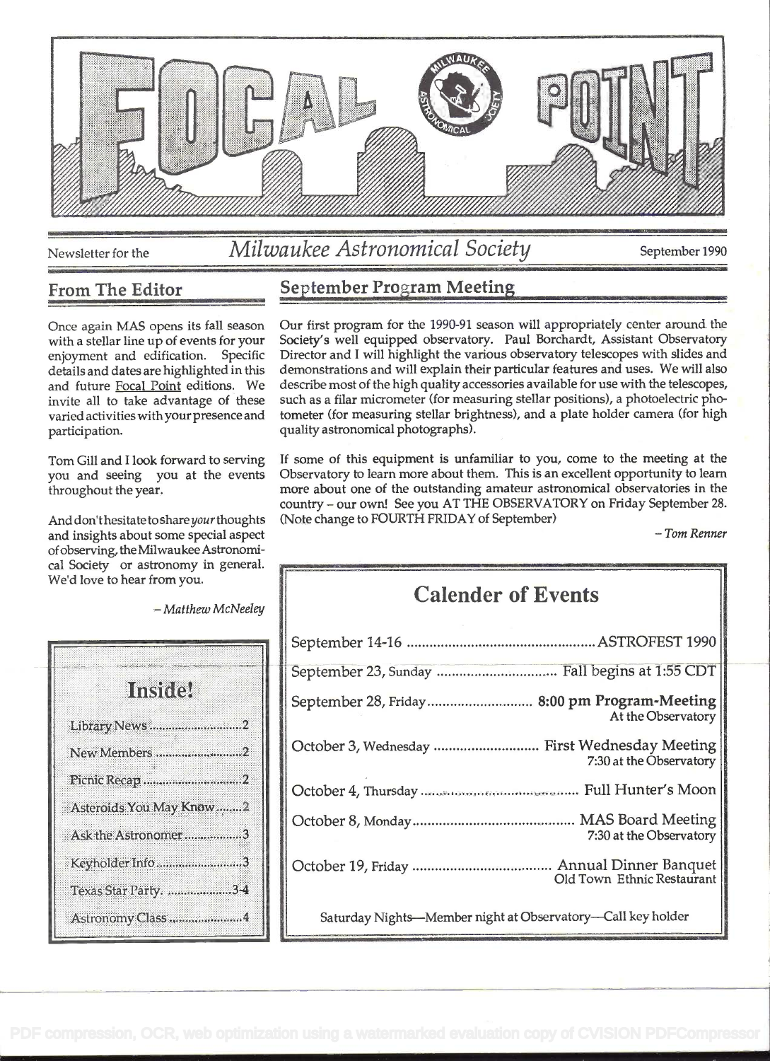# FOCAL POINT

Newsletter for the *Milwaukee Astronomical Society* September 1990

## From The Editor

Once again MAS opens its fall season with a stellar line up of events for your enjoyment and edification. Specific details and dates are highlighted in this and future Focal Point editions. We invite all to take advantage of these varied activities with your presence and participation.

Tom Gill and I look forward to serving you and seeing you at the events throughout the year.

And don't hesitate to share *your* thoughts and insights about some special aspect of observing, the Milwaukee Astronomical Society or astronomy in general. We'd love to hear from you.

*– Matthew McNeeley*

## Inside!

- Library News ........ 2
- New Members ........ 2
- Picnic Recap ........ 2
- Asteroids You May Know ........ 2
- Ask the Astronomer ........ 3
- Keyholder Info ........ 3
- Texas Star Party. ........ 3-4
- Astronomy Class ........ 4

## September Program Meeting

Our first program for the 1990-91 season will appropriately center around the Society's well equipped observatory. Paul Borchardt, Assistant Observatory Director and I will highlight the various observatory telescopes with slides and demonstrations and will explain their particular features and uses. We will also describe most of the high quality accessories available for use with the telescopes, such as a filar micrometer (for measuring stellar positions), a photoelectric photometer (for measuring stellar brightness), and a plate holder camera (for high quality astronomical photographs).

If some of this equipment is unfamiliar to you, come to the meeting at the Observatory to learn more about them. This is an excellent opportunity to learn more about one of the outstanding amateur astronomical observatories in the country – our own! See you AT THE OBSERVATORY on Friday September 28. (Note change to FOURTH FRIDAY of September)

*– Tom Renner*

## Calender of Events

| Date | Event |
|---|---|
| September 14-16 | ASTROFEST 1990 |
| September 23, Sunday | Fall begins at 1:55 CDT |
| September 28, Friday | **8:00 pm Program-Meeting** At the Observatory |
| October 3, Wednesday | First Wednesday Meeting 7:30 at the Observatory |
| October 4, Thursday | Full Hunter's Moon |
| October 8, Monday | MAS Board Meeting 7:30 at the Observatory |
| October 19, Friday | Annual Dinner Banquet Old Town Ethnic Restaurant |

Saturday Nights—Member night at Observatory—Call key holder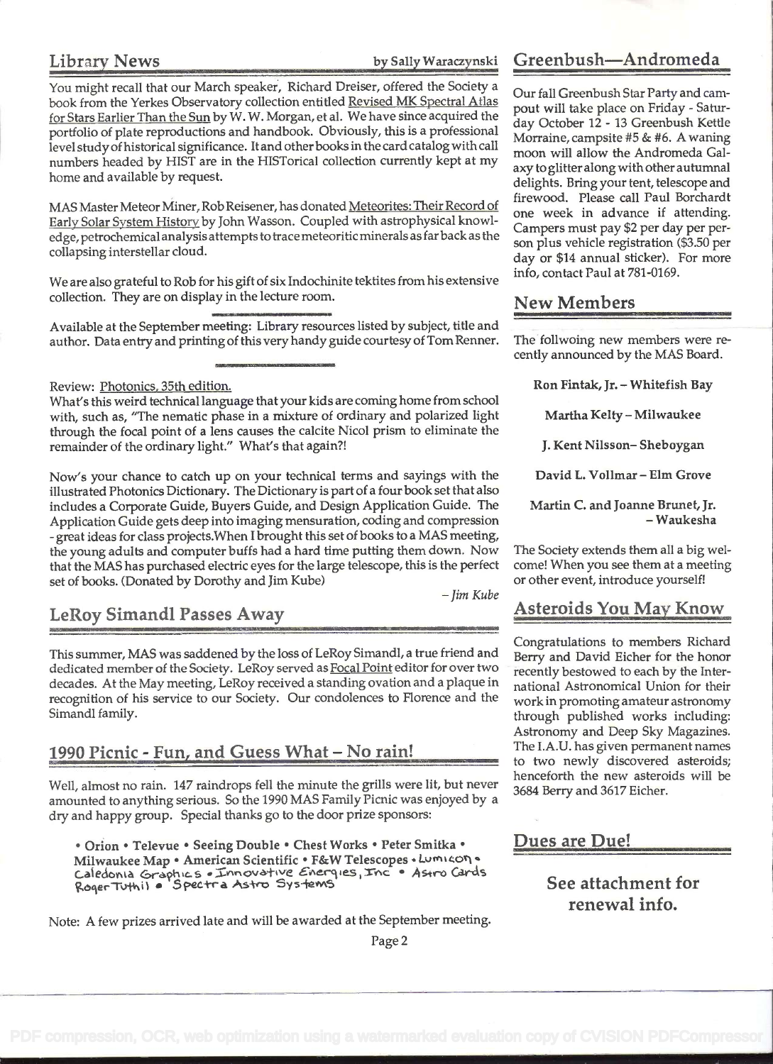## Library News

by Sally Waraczynski

You might recall that our March speaker, Richard Dreiser, offered the Society a book from the Yerkes Observatory collection entitled Revised MK Spectral Atlas for Stars Earlier Than the Sun by W. W. Morgan, et al. We have since acquired the portfolio of plate reproductions and handbook. Obviously, this is a professional level study of historical significance. It and other books in the card catalog with call numbers headed by HIST are in the HISTorical collection currently kept at my home and available by request.

MAS Master Meteor Miner, Rob Reisener, has donated Meteorites: Their Record of Early Solar System History by John Wasson. Coupled with astrophysical knowledge, petrochemical analysis attempts to trace meteoritic minerals as far back as the collapsing interstellar cloud.

We are also grateful to Rob for his gift of six Indochinite tektites from his extensive collection. They are on display in the lecture room.

---

Available at the September meeting: Library resources listed by subject, title and author. Data entry and printing of this very handy guide courtesy of Tom Renner.

---

Review: Photonics, 35th edition.

What's this weird technical language that your kids are coming home from school with, such as, "The nematic phase in a mixture of ordinary and polarized light through the focal point of a lens causes the calcite Nicol prism to eliminate the remainder of the ordinary light." What's that again?!

Now's your chance to catch up on your technical terms and sayings with the illustrated Photonics Dictionary. The Dictionary is part of a four book set that also includes a Corporate Guide, Buyers Guide, and Design Application Guide. The Application Guide gets deep into imaging mensuration, coding and compression - great ideas for class projects.When I brought this set of books to a MAS meeting, the young adults and computer buffs had a hard time putting them down. Now that the MAS has purchased electric eyes for the large telescope, this is the perfect set of books. (Donated by Dorothy and Jim Kube)

*– Jim Kube*

## LeRoy Simandl Passes Away

This summer, MAS was saddened by the loss of LeRoy Simandl, a true friend and dedicated member of the Society. LeRoy served as Focal Point editor for over two decades. At the May meeting, LeRoy received a standing ovation and a plaque in recognition of his service to our Society. Our condolences to Florence and the Simandl family.

## 1990 Picnic - Fun, and Guess What – No rain!

Well, almost no rain. 147 raindrops fell the minute the grills were lit, but never amounted to anything serious. So the 1990 MAS Family Picnic was enjoyed by a dry and happy group. Special thanks go to the door prize sponsors:

**• Orion • Televue • Seeing Double • Chest Works • Peter Smitka • Milwaukee Map • American Scientific • F&W Telescopes** • Lumicon • Caledonia Graphics • Innovative Energies, Inc • Astro Cards Roger Tuthil • Spectra Astro Systems

Note: A few prizes arrived late and will be awarded at the September meeting.

## Greenbush—Andromeda

Our fall Greenbush Star Party and campout will take place on Friday - Saturday October 12 - 13 Greenbush Kettle Morraine, campsite #5 & #6. A waning moon will allow the Andromeda Galaxy to glitter along with other autumnal delights. Bring your tent, telescope and firewood. Please call Paul Borchardt one week in advance if attending. Campers must pay $2 per day per person plus vehicle registration ($3.50 per day or $14 annual sticker). For more info, contact Paul at 781-0169.

## New Members

The follwoing new members were recently announced by the MAS Board.

**Ron Fintak, Jr. – Whitefish Bay**

**Martha Kelty – Milwaukee**

**J. Kent Nilsson– Sheboygan**

**David L. Vollmar – Elm Grove**

**Martin C. and Joanne Brunet, Jr. – Waukesha**

The Society extends them all a big welcome! When you see them at a meeting or other event, introduce yourself!

## Asteroids You May Know

Congratulations to members Richard Berry and David Eicher for the honor recently bestowed to each by the International Astronomical Union for their work in promoting amateur astronomy through published works including: Astronomy and Deep Sky Magazines. The I.A.U. has given permanent names to two newly discovered asteroids; henceforth the new asteroids will be 3684 Berry and 3617 Eicher.

## Dues are Due!

**See attachment for renewal info.**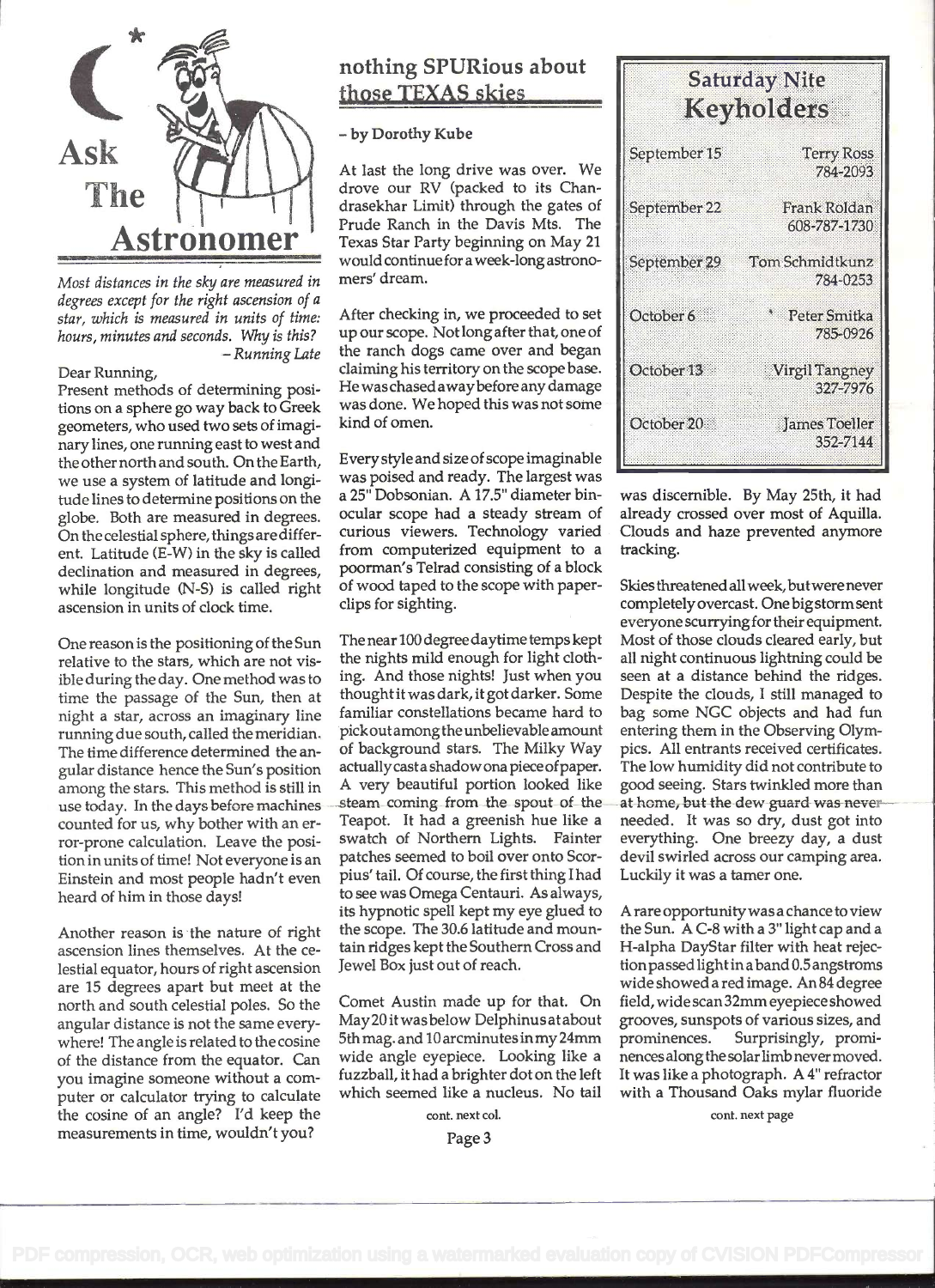# Ask The Astronomer

*Most distances in the sky are measured in degrees except for the right ascension of a star, which is measured in units of time: hours, minutes and seconds. Why is this?*
*– Running Late*

Dear Running,

Present methods of determining positions on a sphere go way back to Greek geometers, who used two sets of imaginary lines, one running east to west and the other north and south. On the Earth, we use a system of latitude and longitude lines to determine positions on the globe. Both are measured in degrees. On the celestial sphere, things are different. Latitude (E-W) in the sky is called declination and measured in degrees, while longitude (N-S) is called right ascension in units of clock time.

One reason is the positioning of the Sun relative to the stars, which are not visible during the day. One method was to time the passage of the Sun, then at night a star, across an imaginary line running due south, called the meridian. The time difference determined the angular distance hence the Sun's position among the stars. This method is still in use today. In the days before machines counted for us, why bother with an error-prone calculation. Leave the position in units of time! Not everyone is an Einstein and most people hadn't even heard of him in those days!

Another reason is the nature of right ascension lines themselves. At the celestial equator, hours of right ascension are 15 degrees apart but meet at the north and south celestial poles. So the angular distance is not the same everywhere! The angle is related to the cosine of the distance from the equator. Can you imagine someone without a computer or calculator trying to calculate the cosine of an angle? I'd keep the measurements in time, wouldn't you?

## nothing SPURious about those TEXAS skies

– by Dorothy Kube

At last the long drive was over. We drove our RV (packed to its Chandrasekhar Limit) through the gates of Prude Ranch in the Davis Mts. The Texas Star Party beginning on May 21 would continue for a week-long astronomers' dream.

After checking in, we proceeded to set up our scope. Not long after that, one of the ranch dogs came over and began claiming his territory on the scope base. He was chased away before any damage was done. We hoped this was not some kind of omen.

Every style and size of scope imaginable was poised and ready. The largest was a 25" Dobsonian. A 17.5" diameter binocular scope had a steady stream of curious viewers. Technology varied from computerized equipment to a poorman's Telrad consisting of a block of wood taped to the scope with paperclips for sighting.

The near 100 degree daytime temps kept the nights mild enough for light clothing. And those nights! Just when you thought it was dark, it got darker. Some familiar constellations became hard to pick out among the unbelievable amount of background stars. The Milky Way actually cast a shadow on a piece of paper. A very beautiful portion looked like steam coming from the spout of the Teapot. It had a greenish hue like a swatch of Northern Lights. Fainter patches seemed to boil over onto Scorpius' tail. Of course, the first thing I had to see was Omega Centauri. As always, its hypnotic spell kept my eye glued to the scope. The 30.6 latitude and mountain ridges kept the Southern Cross and Jewel Box just out of reach.

Comet Austin made up for that. On May 20 it was below Delphinus at about 5th mag. and 10 arcminutes in my 24mm wide angle eyepiece. Looking like a fuzzball, it had a brighter dot on the left which seemed like a nucleus. No tail was discernible. By May 25th, it had already crossed over most of Aquilla. Clouds and haze prevented anymore tracking.

Skies threatened all week, but were never completely overcast. One big storm sent everyone scurrying for their equipment. Most of those clouds cleared early, but all night continuous lightning could be seen at a distance behind the ridges. Despite the clouds, I still managed to bag some NGC objects and had fun entering them in the Observing Olympics. All entrants received certificates. The low humidity did not contribute to good seeing. Stars twinkled more than at home, but the dew guard was never needed. It was so dry, dust got into everything. One breezy day, a dust devil swirled across our camping area. Luckily it was a tamer one.

A rare opportunity was a chance to view the Sun. A C-8 with a 3" light cap and a H-alpha DayStar filter with heat rejection passed light in a band 0.5 angstroms wide showed a red image. An 84 degree field, widescan 32mm eyepiece showed grooves, sunspots of various sizes, and prominences. Surprisingly, prominences along the solar limb never moved. It was like a photograph. A 4" refractor with a Thousand Oaks mylar fluoride

cont. next page

## Saturday Nite Keyholders

| | |
|---|---|
| September 15 | Terry Ross 784-2093 |
| September 22 | Frank Roldan 608-787-1730 |
| September 29 | Tom Schmidtkunz 784-0253 |
| October 6 | Peter Smitka 785-0926 |
| October 13 | Virgil Tangney 327-7976 |
| October 20 | James Toeller 352-7144 |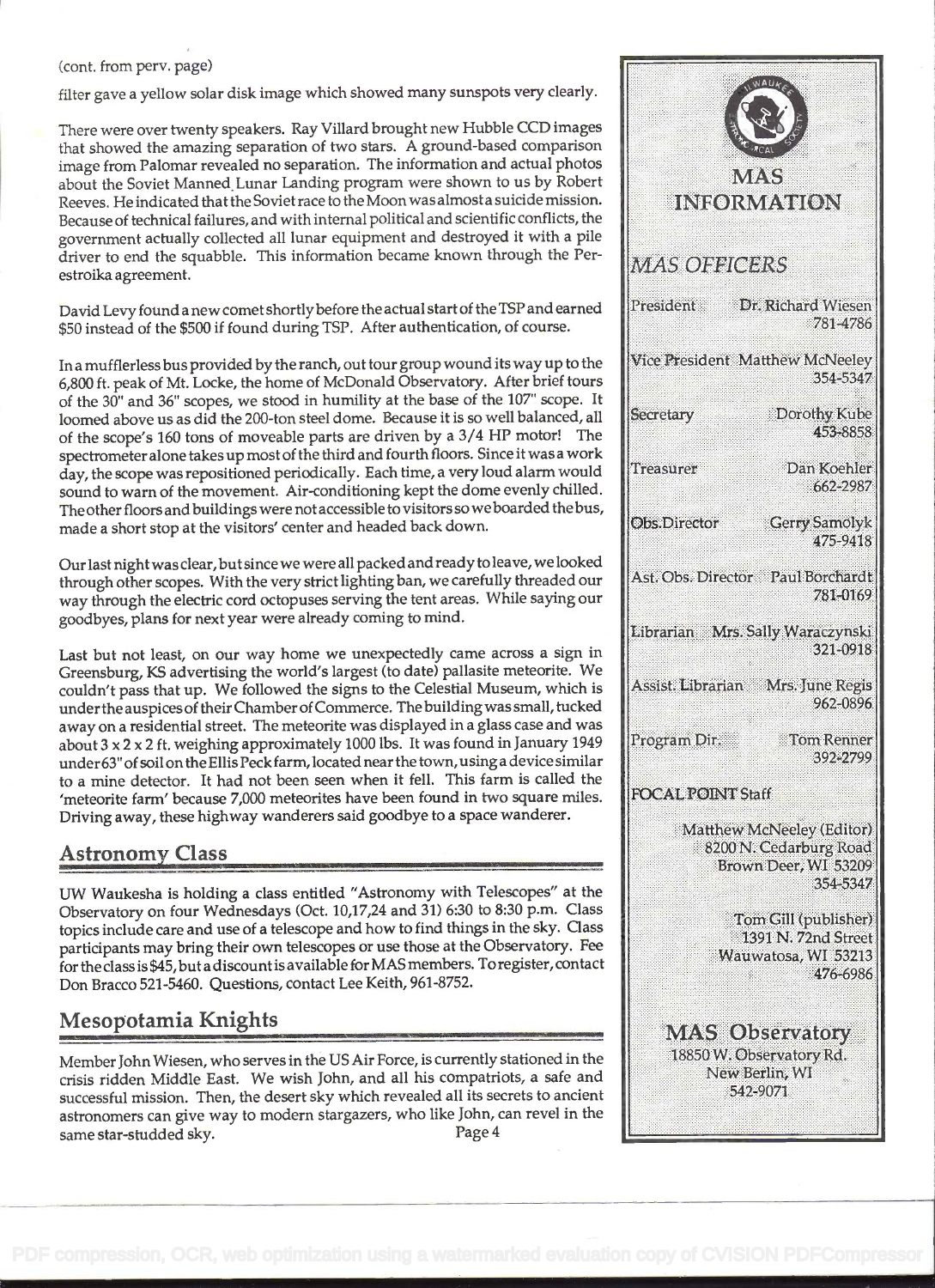(cont. from perv. page)

filter gave a yellow solar disk image which showed many sunspots very clearly.

There were over twenty speakers. Ray Villard brought new Hubble CCD images that showed the amazing separation of two stars. A ground-based comparison image from Palomar revealed no separation. The information and actual photos about the Soviet Manned Lunar Landing program were shown to us by Robert Reeves. He indicated that the Soviet race to the Moon was almost a suicide mission. Because of technical failures, and with internal political and scientific conflicts, the government actually collected all lunar equipment and destroyed it with a pile driver to end the squabble. This information became known through the Perestroika agreement.

David Levy found a new comet shortly before the actual start of the TSP and earned $50 instead of the $500 if found during TSP. After authentication, of course.

In a mufflerless bus provided by the ranch, out tour group wound its way up to the 6,800 ft. peak of Mt. Locke, the home of McDonald Observatory. After brief tours of the 30" and 36" scopes, we stood in humility at the base of the 107" scope. It loomed above us as did the 200-ton steel dome. Because it is so well balanced, all of the scope's 160 tons of moveable parts are driven by a 3/4 HP motor! The spectrometer alone takes up most of the third and fourth floors. Since it was a work day, the scope was repositioned periodically. Each time, a very loud alarm would sound to warn of the movement. Air-conditioning kept the dome evenly chilled. The other floors and buildings were not accessible to visitors so we boarded the bus, made a short stop at the visitors' center and headed back down.

Our last night was clear, but since we were all packed and ready to leave, we looked through other scopes. With the very strict lighting ban, we carefully threaded our way through the electric cord octopuses serving the tent areas. While saying our goodbyes, plans for next year were already coming to mind.

Last but not least, on our way home we unexpectedly came across a sign in Greensburg, KS advertising the world's largest (to date) pallasite meteorite. We couldn't pass that up. We followed the signs to the Celestial Museum, which is under the auspices of their Chamber of Commerce. The building was small, tucked away on a residential street. The meteorite was displayed in a glass case and was about 3 x 2 x 2 ft. weighing approximately 1000 lbs. It was found in January 1949 under 63" of soil on the Ellis Peck farm, located near the town, using a device similar to a mine detector. It had not been seen when it fell. This farm is called the 'meteorite farm' because 7,000 meteorites have been found in two square miles. Driving away, these highway wanderers said goodbye to a space wanderer.

## Astronomy Class

UW Waukesha is holding a class entitled "Astronomy with Telescopes" at the Observatory on four Wednesdays (Oct. 10,17,24 and 31) 6:30 to 8:30 p.m. Class topics include care and use of a telescope and how to find things in the sky. Class participants may bring their own telescopes or use those at the Observatory. Fee for the class is $45, but a discount is available for MAS members. To register, contact Don Bracco 521-5460. Questions, contact Lee Keith, 961-8752.

## Mesopotamia Knights

Member John Wiesen, who serves in the US Air Force, is currently stationed in the crisis ridden Middle East. We wish John, and all his compatriots, a safe and successful mission. Then, the desert sky which revealed all its secrets to ancient astronomers can give way to modern stargazers, who like John, can revel in the same star-studded sky.

## MAS INFORMATION

### *MAS OFFICERS*

| | | |
|---|---|---|
| President | Dr. Richard Wiesen | 781-4786 |
| Vice President | Matthew McNeeley | 354-5347 |
| Secretary | Dorothy Kube | 453-8858 |
| Treasurer | Dan Koehler | 662-2987 |
| Obs. Director | Gerry Samolyk | 475-9418 |
| Ast. Obs. Director | Paul Borchardt | 781-0169 |
| Librarian | Mrs. Sally Waraczynski | 321-0918 |
| Assist. Librarian | Mrs. June Regis | 962-0896 |
| Program Dir. | Tom Renner | 392-2799 |

### FOCAL POINT Staff

Matthew McNeeley (Editor)
8200 N. Cedarburg Road
Brown Deer, WI 53209
354-5347

Tom Gill (publisher)
1391 N. 72nd Street
Wauwatosa, WI 53213
476-6986

### MAS Observatory

18850 W. Observatory Rd.
New Berlin, WI
542-9071